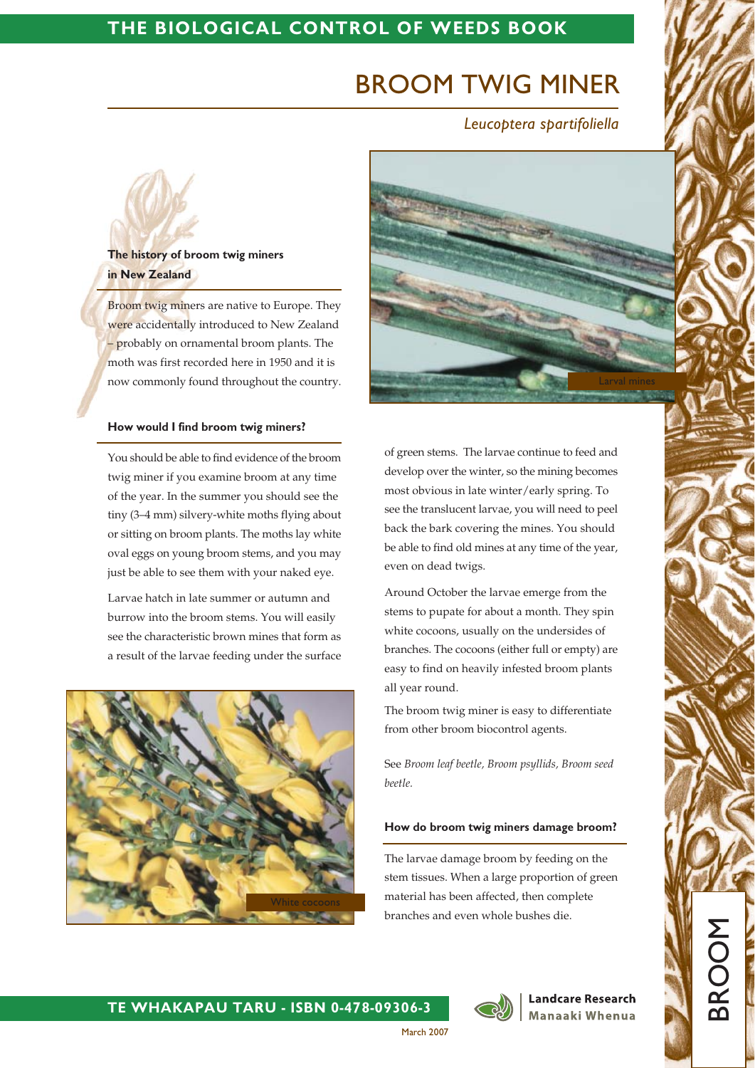# BROOM TWIG MINER

*Leucoptera spartifoliella*

## The history of broom twig miners in New Zealand

Broom twig miners are native to Europe. They were accidentally introduced to New Zealand – probably on ornamental broom plants. The moth was first recorded here in 1950 and it is now commonly found throughout the country.

## How would I find broom twig miners?

You should be able to find evidence of the broom twig miner if you examine broom at any time of the year. In the summer you should see the tiny (3–4 mm) silvery-white moths flying about or sitting on broom plants. The moths lay white oval eggs on young broom stems, and you may just be able to see them with your naked eye.

Larvae hatch in late summer or autumn and burrow into the broom stems. You will easily see the characteristic brown mines that form as a result of the larvae feeding under the surface of green stems. The larvae continue to feed and develop over the winter, so the mining becomes most obvious in late winter/early spring. To see the translucent larvae, you will need to peel back the bark covering the mines. You should be able to find old mines at any time of the year, even on dead twigs.

Larval mines

White cocoons

Around October the larvae emerge from the stems to pupate for about a month. They spin white cocoons, usually on the undersides of branches. The cocoons (either full or empty) are easy to find on heavily infested broom plants all year round.

The broom twig miner is easy to differentiate from other broom biocontrol agents.

See *Broom leaf beetle*, *Broom psyllids*, *Broom seed beetle*.

## How do broom twig miners damage broom?

The larvae damage broom by feeding on the stem tissues. When a large proportion of green material has been affected, then complete branches and even whole bushes die.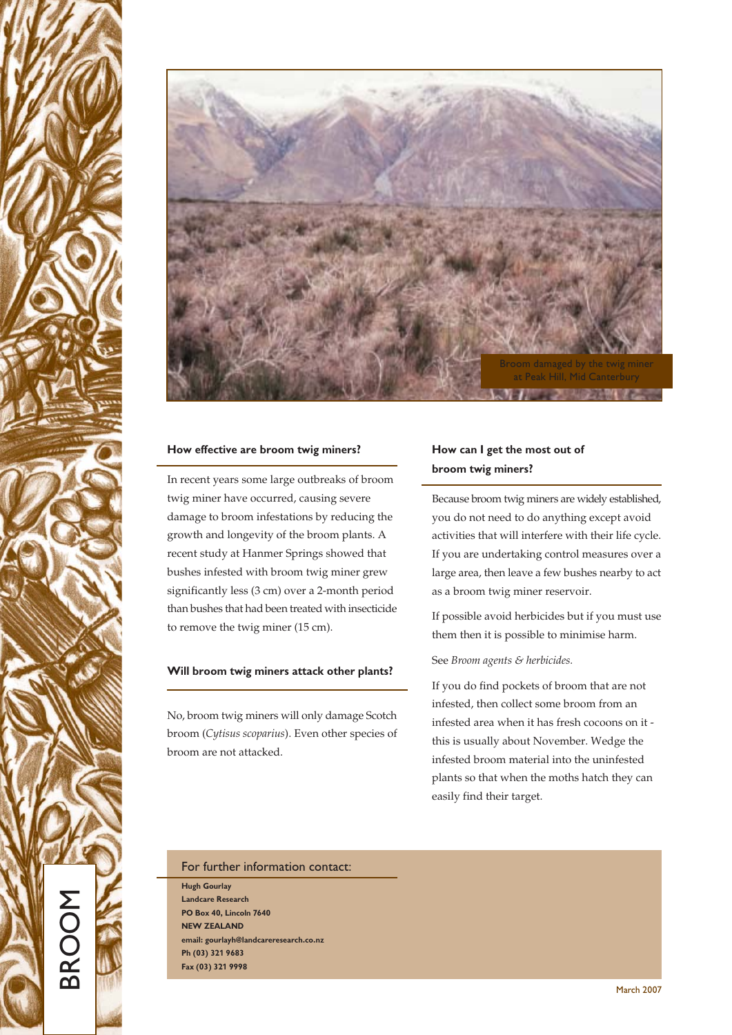Broom damaged by the twig miner at Peak Hill, Mid Canterbury

### How effective are broom twig miners?

In recent years some large outbreaks of broom twig miner have occurred, causing severe damage to broom infestations by reducing the growth and longevity of the broom plants. A recent study at Hanmer Springs showed that bushes infested with broom twig miner grew significantly less (3 cm) over a 2-month period than bushes that had been treated with insecticide to remove the twig miner (15 cm).

### Will broom twig miners attack other plants?

No, broom twig miners will only damage Scotch broom (*Cytisus scoparius*). Even other species of broom are not attacked.

### How can I get the most out of broom twig miners?

Because broom twig miners are widely established, you do not need to do anything except avoid activities that will interfere with their life cycle. If you are undertaking control measures over a large area, then leave a few bushes nearby to act as a broom twig miner reservoir.

If possible avoid herbicides but if you must use them then it is possible to minimise harm.

See *Broom agents & herbicides.*

If you do find pockets of broom that are not infested, then collect some broom from an infested area when it has fresh cocoons on it - this is usually about November. Wedge the infested broom material into the uninfested plants so that when the moths hatch they can easily find their target.

For further information contact:

**Hugh Gourlay**
**Landcare Research**
**PO Box 40, Lincoln 7640**
**NEW ZEALAND**
**email: gourlayh@landcareresearch.co.nz**
**Ph (03) 321 9683**
**Fax (03) 321 9998**

March 2007